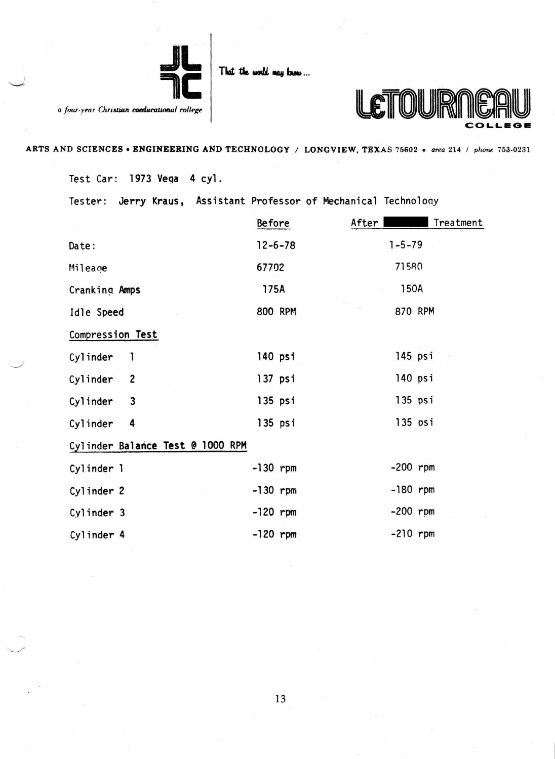a four-year Christian coeducational college

That the world may know...

LeTOURNEAU COLLEGE

ARTS AND SCIENCES • ENGINEERING AND TECHNOLOGY / LONGVIEW, TEXAS 75602 • area 214 / phone 753-0231

Test Car: 1973 Vega 4 cyl.

Tester: Jerry Kraus, Assistant Professor of Mechanical Technology

| | Before | After ████ Treatment |
|---|---|---|
| Date: | 12-6-78 | 1-5-79 |
| Mileage | 67702 | 71580 |
| Cranking Amps | 175A | 150A |
| Idle Speed | 800 RPM | 870 RPM |
| **Compression Test** | | |
| Cylinder 1 | 140 psi | 145 psi |
| Cylinder 2 | 137 psi | 140 psi |
| Cylinder 3 | 135 psi | 135 psi |
| Cylinder 4 | 135 psi | 135 psi |
| **Cylinder Balance Test @ 1000 RPM** | | |
| Cylinder 1 | -130 rpm | -200 rpm |
| Cylinder 2 | -130 rpm | -180 rpm |
| Cylinder 3 | -120 rpm | -200 rpm |
| Cylinder 4 | -120 rpm | -210 rpm |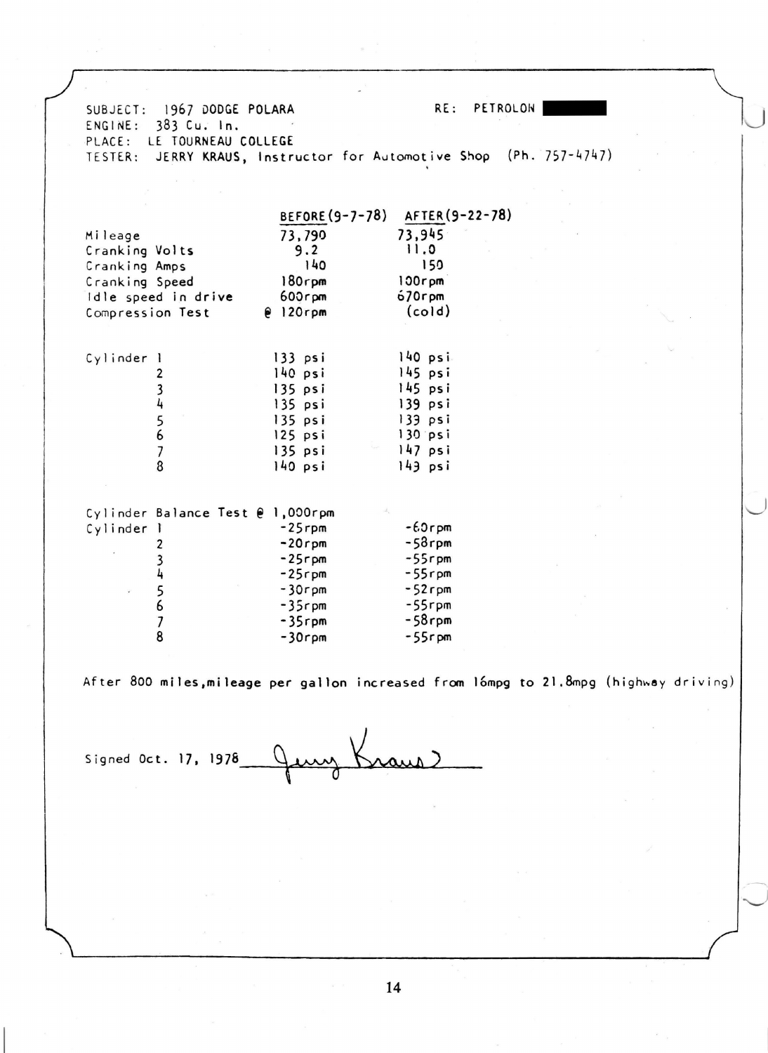SUBJECT: 1967 DODGE POLARA  RE: PETROLON ████

ENGINE: 383 Cu. In.

PLACE: LE TOURNEAU COLLEGE

TESTER: JERRY KRAUS, Instructor for Automotive Shop (Ph. 757-4747)

| | BEFORE (9-7-78) | AFTER (9-22-78) |
|---|---|---|
| Mileage | 73,790 | 73,945 |
| Cranking Volts | 9.2 | 11.0 |
| Cranking Amps | 140 | 150 |
| Cranking Speed | 180rpm | 100rpm |
| Idle speed in drive | 600rpm | 670rpm |
| Compression Test | @ 120rpm | (cold) |
| Cylinder 1 | 133 psi | 140 psi |
| 2 | 140 psi | 145 psi |
| 3 | 135 psi | 145 psi |
| 4 | 135 psi | 139 psi |
| 5 | 135 psi | 139 psi |
| 6 | 125 psi | 130 psi |
| 7 | 135 psi | 147 psi |
| 8 | 140 psi | 143 psi |
| Cylinder Balance Test @ 1,000rpm | | |
| Cylinder 1 | -25rpm | -60rpm |
| 2 | -20rpm | -58rpm |
| 3 | -25rpm | -55rpm |
| 4 | -25rpm | -55rpm |
| 5 | -30rpm | -52rpm |
| 6 | -35rpm | -55rpm |
| 7 | -35rpm | -58rpm |
| 8 | -30rpm | -55rpm |

After 800 miles, mileage per gallon increased from 16mpg to 21.8mpg (highway driving)

Signed Oct. 17, 1978 Jerry Kraus